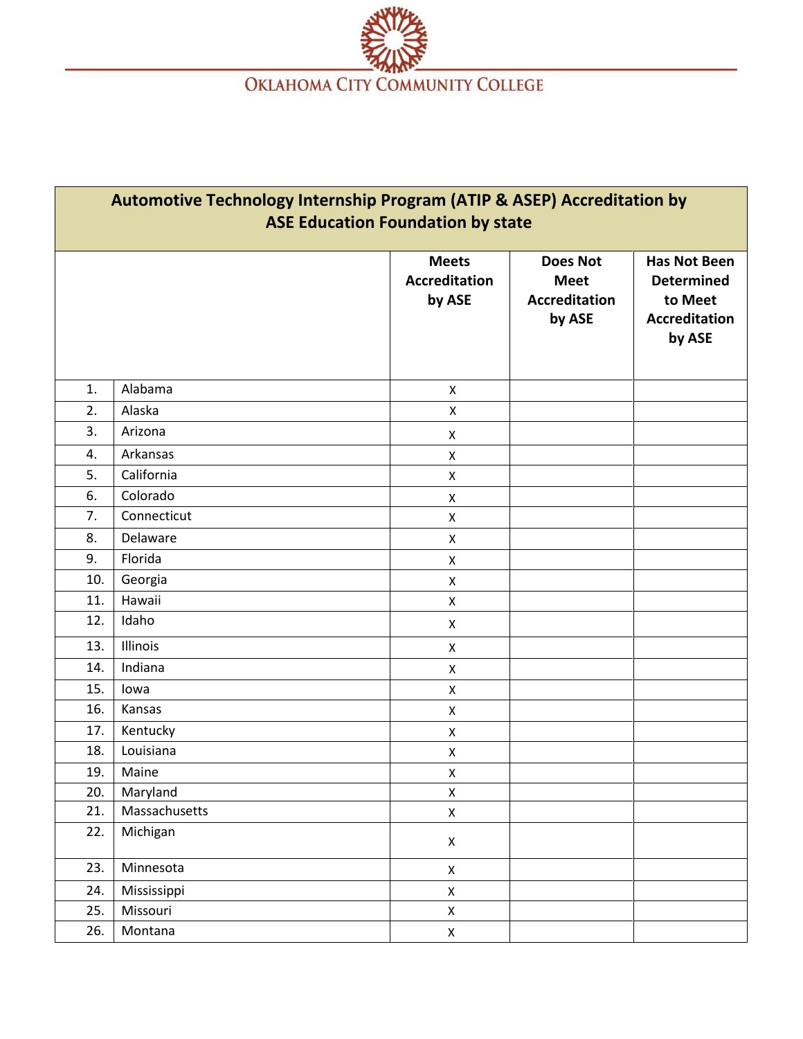OKLAHOMA CITY COMMUNITY COLLEGE

| Automotive Technology Internship Program (ATIP & ASEP) Accreditation by ASE Education Foundation by state | | | | |
|---|---|---|---|---|
| | | Meets Accreditation by ASE | Does Not Meet Accreditation by ASE | Has Not Been Determined to Meet Accreditation by ASE |
| 1. | Alabama | X | | |
| 2. | Alaska | X | | |
| 3. | Arizona | X | | |
| 4. | Arkansas | X | | |
| 5. | California | X | | |
| 6. | Colorado | X | | |
| 7. | Connecticut | X | | |
| 8. | Delaware | X | | |
| 9. | Florida | X | | |
| 10. | Georgia | X | | |
| 11. | Hawaii | X | | |
| 12. | Idaho | X | | |
| 13. | Illinois | X | | |
| 14. | Indiana | X | | |
| 15. | Iowa | X | | |
| 16. | Kansas | X | | |
| 17. | Kentucky | X | | |
| 18. | Louisiana | X | | |
| 19. | Maine | X | | |
| 20. | Maryland | X | | |
| 21. | Massachusetts | X | | |
| 22. | Michigan | X | | |
| 23. | Minnesota | X | | |
| 24. | Mississippi | X | | |
| 25. | Missouri | X | | |
| 26. | Montana | X | | |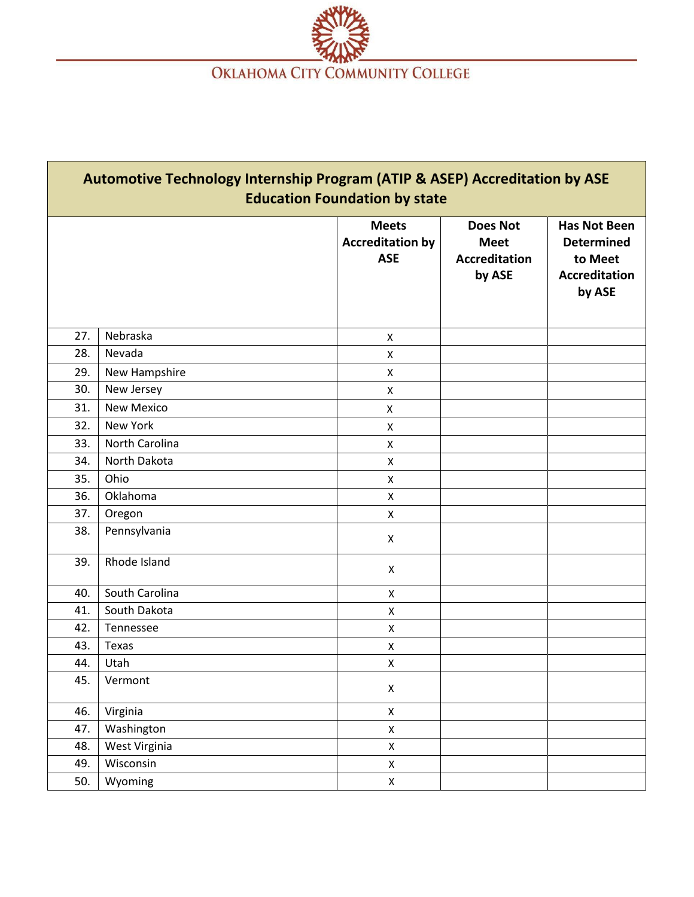| Automotive Technology Internship Program (ATIP & ASEP) Accreditation by ASE Education Foundation by state | | | | |
|---|---|---|---|---|
| | | Meets Accreditation by ASE | Does Not Meet Accreditation by ASE | Has Not Been Determined to Meet Accreditation by ASE |
| 27. | Nebraska | X | | |
| 28. | Nevada | X | | |
| 29. | New Hampshire | X | | |
| 30. | New Jersey | X | | |
| 31. | New Mexico | X | | |
| 32. | New York | X | | |
| 33. | North Carolina | X | | |
| 34. | North Dakota | X | | |
| 35. | Ohio | X | | |
| 36. | Oklahoma | X | | |
| 37. | Oregon | X | | |
| 38. | Pennsylvania | X | | |
| 39. | Rhode Island | X | | |
| 40. | South Carolina | X | | |
| 41. | South Dakota | X | | |
| 42. | Tennessee | X | | |
| 43. | Texas | X | | |
| 44. | Utah | X | | |
| 45. | Vermont | X | | |
| 46. | Virginia | X | | |
| 47. | Washington | X | | |
| 48. | West Virginia | X | | |
| 49. | Wisconsin | X | | |
| 50. | Wyoming | X | | |